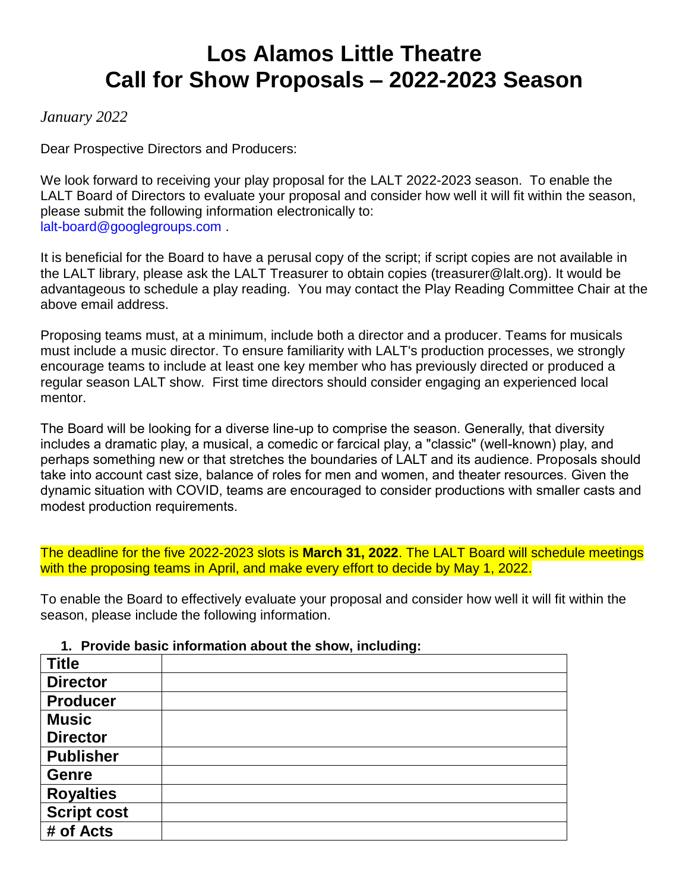# Los Alamos Little Theatre
# Call for Show Proposals – 2022-2023 Season

*January 2022*

Dear Prospective Directors and Producers:

We look forward to receiving your play proposal for the LALT 2022-2023 season. To enable the LALT Board of Directors to evaluate your proposal and consider how well it will fit within the season, please submit the following information electronically to:
lalt-board@googlegroups.com .

It is beneficial for the Board to have a perusal copy of the script; if script copies are not available in the LALT library, please ask the LALT Treasurer to obtain copies (treasurer@lalt.org). It would be advantageous to schedule a play reading. You may contact the Play Reading Committee Chair at the above email address.

Proposing teams must, at a minimum, include both a director and a producer. Teams for musicals must include a music director. To ensure familiarity with LALT's production processes, we strongly encourage teams to include at least one key member who has previously directed or produced a regular season LALT show. First time directors should consider engaging an experienced local mentor.

The Board will be looking for a diverse line-up to comprise the season. Generally, that diversity includes a dramatic play, a musical, a comedic or farcical play, a "classic" (well-known) play, and perhaps something new or that stretches the boundaries of LALT and its audience. Proposals should take into account cast size, balance of roles for men and women, and theater resources. Given the dynamic situation with COVID, teams are encouraged to consider productions with smaller casts and modest production requirements.

The deadline for the five 2022-2023 slots is **March 31, 2022**. The LALT Board will schedule meetings with the proposing teams in April, and make every effort to decide by May 1, 2022.

To enable the Board to effectively evaluate your proposal and consider how well it will fit within the season, please include the following information.

1. **Provide basic information about the show, including:**

| | |
|---|---|
| **Title** | |
| **Director** | |
| **Producer** | |
| **Music Director** | |
| **Publisher** | |
| **Genre** | |
| **Royalties** | |
| **Script cost** | |
| **# of Acts** | |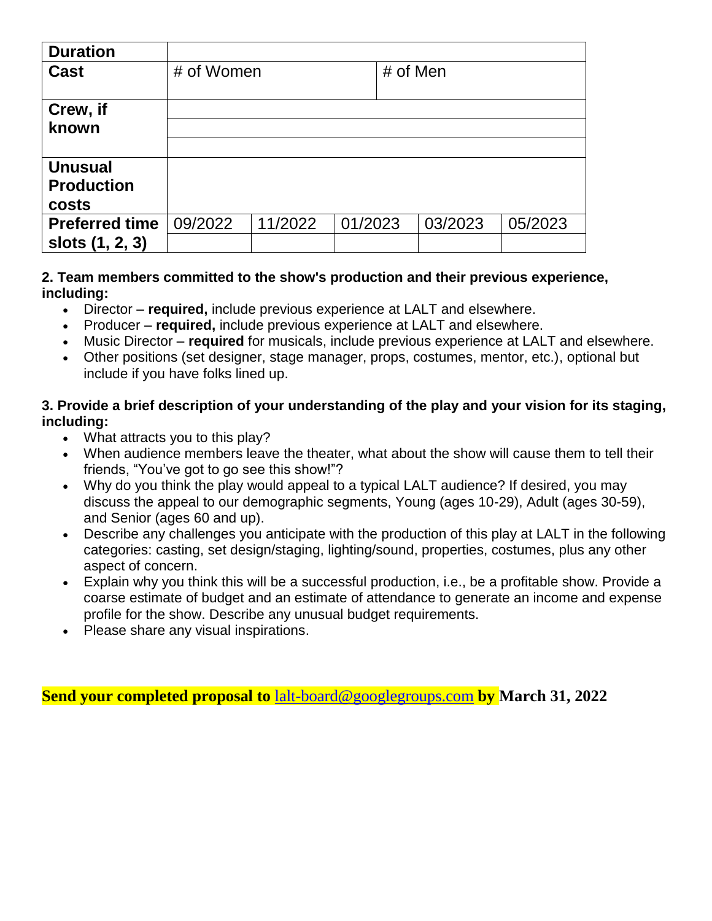| | | | | | |
|---|---|---|---|---|---|
| **Duration** | | | | | |
| **Cast** | # of Women | | | # of Men | |
| **Crew, if known** | | | | | |
| | | | | | |
| | | | | | |
| **Unusual Production costs** | | | | | |
| **Preferred time slots (1, 2, 3)** | 09/2022 | 11/2022 | 01/2023 | 03/2023 | 05/2023 |
| | | | | | |

**2. Team members committed to the show's production and their previous experience, including:**

- Director – **required,** include previous experience at LALT and elsewhere.
- Producer – **required,** include previous experience at LALT and elsewhere.
- Music Director – **required** for musicals, include previous experience at LALT and elsewhere.
- Other positions (set designer, stage manager, props, costumes, mentor, etc.), optional but include if you have folks lined up.

**3. Provide a brief description of your understanding of the play and your vision for its staging, including:**

- What attracts you to this play?
- When audience members leave the theater, what about the show will cause them to tell their friends, "You've got to go see this show!"?
- Why do you think the play would appeal to a typical LALT audience? If desired, you may discuss the appeal to our demographic segments, Young (ages 10-29), Adult (ages 30-59), and Senior (ages 60 and up).
- Describe any challenges you anticipate with the production of this play at LALT in the following categories: casting, set design/staging, lighting/sound, properties, costumes, plus any other aspect of concern.
- Explain why you think this will be a successful production, i.e., be a profitable show. Provide a coarse estimate of budget and an estimate of attendance to generate an income and expense profile for the show. Describe any unusual budget requirements.
- Please share any visual inspirations.

**Send your completed proposal to** lalt-board@googlegroups.com **by March 31, 2022**